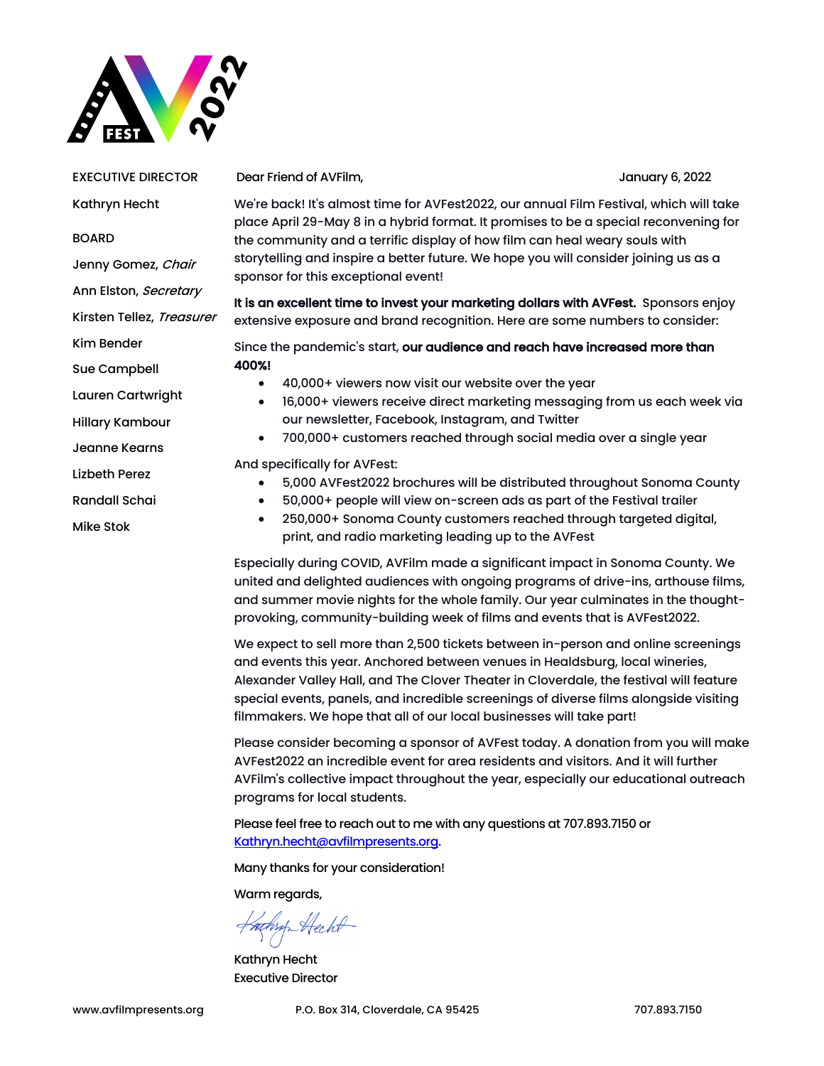EXECUTIVE DIRECTOR

Kathryn Hecht

BOARD

Jenny Gomez, *Chair*

Ann Elston, *Secretary*

Kirsten Tellez, *Treasurer*

Kim Bender

Sue Campbell

Lauren Cartwright

Hillary Kambour

Jeanne Kearns

Lizbeth Perez

Randall Schai

Mike Stok

Dear Friend of AVFilm, January 6, 2022

We're back! It's almost time for AVFest2022, our annual Film Festival, which will take place April 29-May 8 in a hybrid format. It promises to be a special reconvening for the community and a terrific display of how film can heal weary souls with storytelling and inspire a better future. We hope you will consider joining us as a sponsor for this exceptional event!

**It is an excellent time to invest your marketing dollars with AVFest.** Sponsors enjoy extensive exposure and brand recognition. Here are some numbers to consider:

Since the pandemic's start, **our audience and reach have increased more than 400%!**

- 40,000+ viewers now visit our website over the year
- 16,000+ viewers receive direct marketing messaging from us each week via our newsletter, Facebook, Instagram, and Twitter
- 700,000+ customers reached through social media over a single year

And specifically for AVFest:

- 5,000 AVFest2022 brochures will be distributed throughout Sonoma County
- 50,000+ people will view on-screen ads as part of the Festival trailer
- 250,000+ Sonoma County customers reached through targeted digital, print, and radio marketing leading up to the AVFest

Especially during COVID, AVFilm made a significant impact in Sonoma County. We united and delighted audiences with ongoing programs of drive-ins, arthouse films, and summer movie nights for the whole family. Our year culminates in the thought-provoking, community-building week of films and events that is AVFest2022.

We expect to sell more than 2,500 tickets between in-person and online screenings and events this year. Anchored between venues in Healdsburg, local wineries, Alexander Valley Hall, and The Clover Theater in Cloverdale, the festival will feature special events, panels, and incredible screenings of diverse films alongside visiting filmmakers. We hope that all of our local businesses will take part!

Please consider becoming a sponsor of AVFest today. A donation from you will make AVFest2022 an incredible event for area residents and visitors. And it will further AVFilm's collective impact throughout the year, especially our educational outreach programs for local students.

Please feel free to reach out to me with any questions at 707.893.7150 or [Kathryn.hecht@avfilmpresents.org](mailto:Kathryn.hecht@avfilmpresents.org).

Many thanks for your consideration!

Warm regards,

Kathryn Hecht

Kathryn Hecht
Executive Director

www.avfilmpresents.org P.O. Box 314, Cloverdale, CA 95425 707.893.7150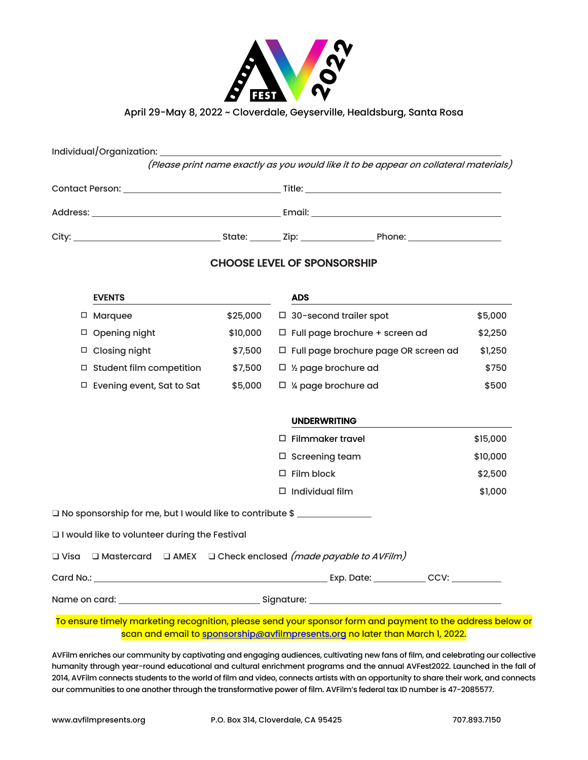# AV FEST 2022

April 29-May 8, 2022 ~ Cloverdale, Geyserville, Healdsburg, Santa Rosa

Individual/Organization: ______________________________________________

*(Please print name exactly as you would like it to be appear on collateral materials)*

Contact Person: ______________________ Title: ______________________

Address: ______________________ Email: ______________________

City: ______________________ State: ______ Zip: ____________ Phone: ______________

## CHOOSE LEVEL OF SPONSORSHIP

| **EVENTS** | | **ADS** | |
|---|---|---|---|
| ☐ Marquee | $25,000 | ☐ 30-second trailer spot | $5,000 |
| ☐ Opening night | $10,000 | ☐ Full page brochure + screen ad | $2,250 |
| ☐ Closing night | $7,500 | ☐ Full page brochure page OR screen ad | $1,250 |
| ☐ Student film competition | $7,500 | ☐ ½ page brochure ad | $750 |
| ☐ Evening event, Sat to Sat | $5,000 | ☐ ¼ page brochure ad | $500 |

| **UNDERWRITING** | |
|---|---|
| ☐ Filmmaker travel | $15,000 |
| ☐ Screening team | $10,000 |
| ☐ Film block | $2,500 |
| ☐ Individual film | $1,000 |

❑ No sponsorship for me, but I would like to contribute $ ____________

❑ I would like to volunteer during the Festival

❑ Visa ❑ Mastercard ❑ AMEX ❑ Check enclosed *(made payable to AVFilm)*

Card No.: ______________________________ Exp. Date: __________ CCV: __________

Name on card: ______________________ Signature: ______________________

To ensure timely marketing recognition, please send your sponsor form and payment to the address below or scan and email to sponsorship@avfilmpresents.org no later than March 1, 2022.

AVFilm enriches our community by captivating and engaging audiences, cultivating new fans of film, and celebrating our collective humanity through year-round educational and cultural enrichment programs and the annual AVFest2022. Launched in the fall of 2014, AVFilm connects students to the world of film and video, connects artists with an opportunity to share their work, and connects our communities to one another through the transformative power of film. AVFilm's federal tax ID number is 47-2085577.

www.avfilmpresents.org P.O. Box 314, Cloverdale, CA 95425 707.893.7150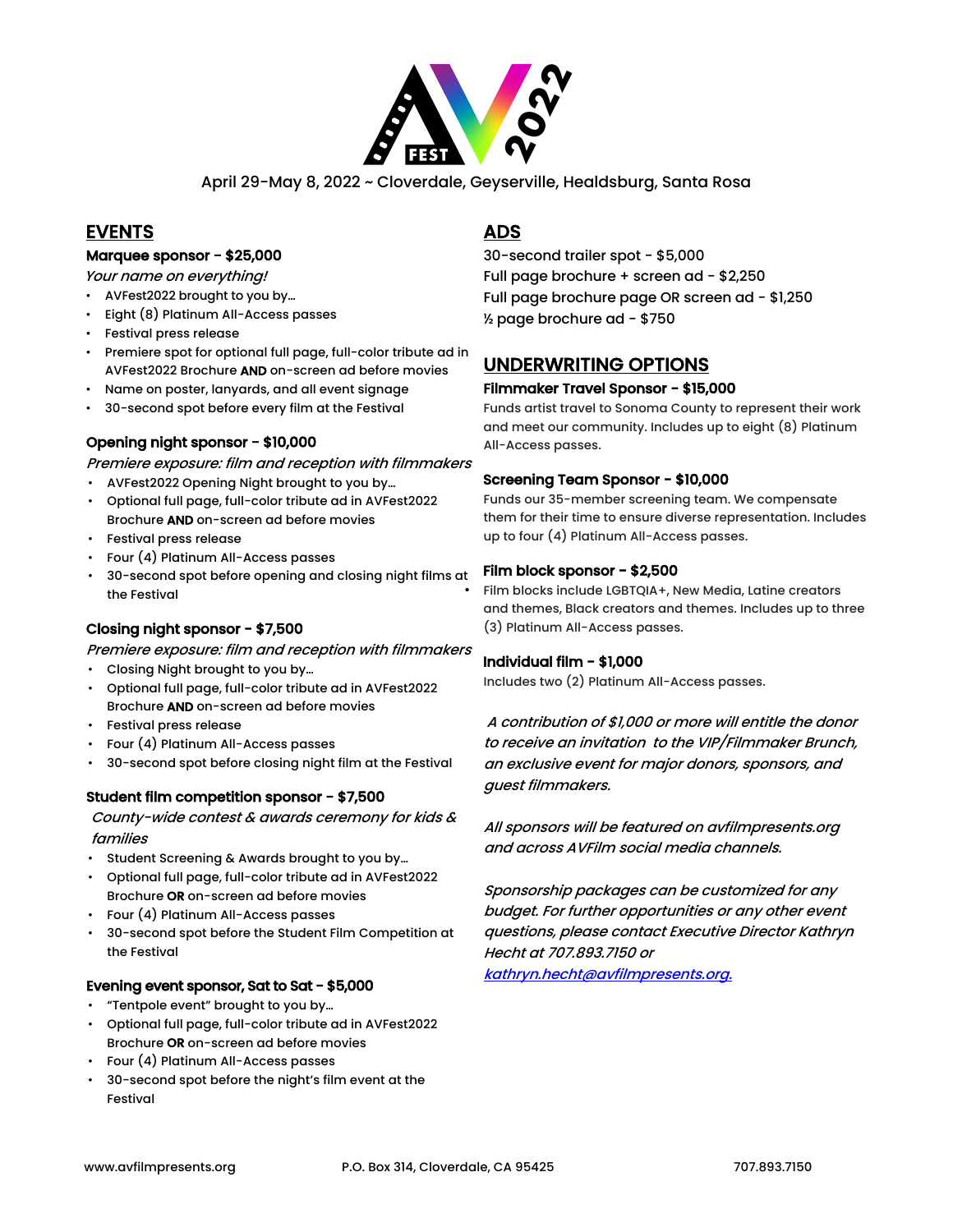April 29-May 8, 2022 ~ Cloverdale, Geyserville, Healdsburg, Santa Rosa

## EVENTS

### Marquee sponsor – $25,000

*Your name on everything!*

- AVFest2022 brought to you by…
- Eight (8) Platinum All-Access passes
- Festival press release
- Premiere spot for optional full page, full-color tribute ad in AVFest2022 Brochure **AND** on-screen ad before movies
- Name on poster, lanyards, and all event signage
- 30-second spot before every film at the Festival

### Opening night sponsor – $10,000

*Premiere exposure: film and reception with filmmakers*

- AVFest2022 Opening Night brought to you by…
- Optional full page, full-color tribute ad in AVFest2022 Brochure **AND** on-screen ad before movies
- Festival press release
- Four (4) Platinum All-Access passes
- 30-second spot before opening and closing night films at the Festival

### Closing night sponsor – $7,500

*Premiere exposure: film and reception with filmmakers*

- Closing Night brought to you by…
- Optional full page, full-color tribute ad in AVFest2022 Brochure **AND** on-screen ad before movies
- Festival press release
- Four (4) Platinum All-Access passes
- 30-second spot before closing night film at the Festival

### Student film competition sponsor – $7,500

*County-wide contest & awards ceremony for kids & families*

- Student Screening & Awards brought to you by…
- Optional full page, full-color tribute ad in AVFest2022 Brochure **OR** on-screen ad before movies
- Four (4) Platinum All-Access passes
- 30-second spot before the Student Film Competition at the Festival

### Evening event sponsor, Sat to Sat – $5,000

- "Tentpole event" brought to you by…
- Optional full page, full-color tribute ad in AVFest2022 Brochure **OR** on-screen ad before movies
- Four (4) Platinum All-Access passes
- 30-second spot before the night's film event at the Festival

## ADS

30-second trailer spot - $5,000
Full page brochure + screen ad - $2,250
Full page brochure page OR screen ad - $1,250
½ page brochure ad - $750

## UNDERWRITING OPTIONS

### Filmmaker Travel Sponsor – $15,000

Funds artist travel to Sonoma County to represent their work and meet our community. Includes up to eight (8) Platinum All-Access passes.

### Screening Team Sponsor – $10,000

Funds our 35-member screening team. We compensate them for their time to ensure diverse representation. Includes up to four (4) Platinum All-Access passes.

### Film block sponsor – $2,500

- Film blocks include LGBTQIA+, New Media, Latine creators and themes, Black creators and themes. Includes up to three (3) Platinum All-Access passes.

### Individual film – $1,000

Includes two (2) Platinum All-Access passes.

*A contribution of $1,000 or more will entitle the donor to receive an invitation to the VIP/Filmmaker Brunch, an exclusive event for major donors, sponsors, and guest filmmakers.*

*All sponsors will be featured on avfilmpresents.org and across AVFilm social media channels.*

*Sponsorship packages can be customized for any budget. For further opportunities or any other event questions, please contact Executive Director Kathryn Hecht at 707.893.7150 or [kathryn.hecht@avfilmpresents.org.](mailto:kathryn.hecht@avfilmpresents.org)*

www.avfilmpresents.org P.O. Box 314, Cloverdale, CA 95425 707.893.7150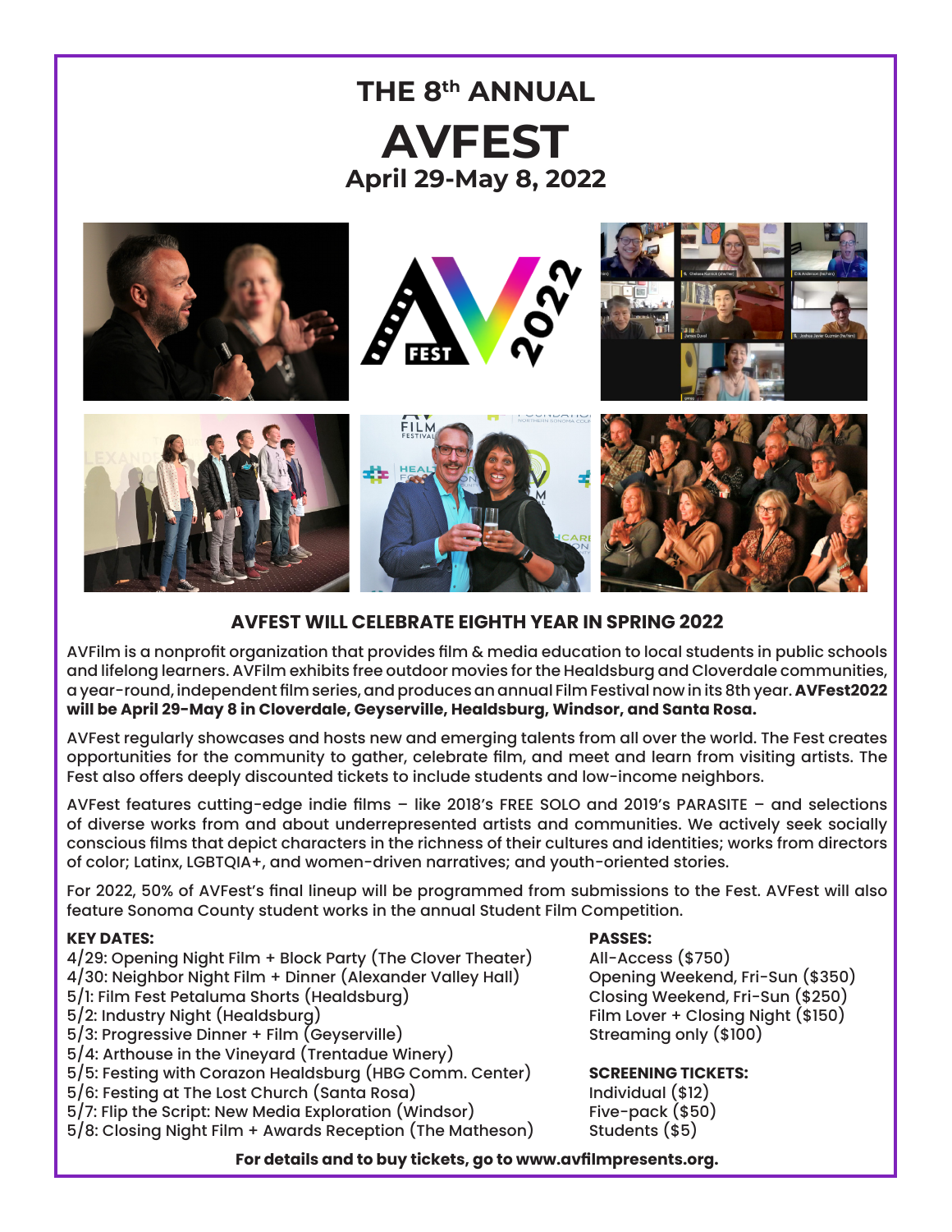# THE 8th ANNUAL

# AVFEST

## April 29-May 8, 2022

### AVFEST WILL CELEBRATE EIGHTH YEAR IN SPRING 2022

AVFilm is a nonprofit organization that provides film & media education to local students in public schools and lifelong learners. AVFilm exhibits free outdoor movies for the Healdsburg and Cloverdale communities, a year-round, independent film series, and produces an annual Film Festival now in its 8th year. **AVFest2022 will be April 29-May 8 in Cloverdale, Geyserville, Healdsburg, Windsor, and Santa Rosa.**

AVFest regularly showcases and hosts new and emerging talents from all over the world. The Fest creates opportunities for the community to gather, celebrate film, and meet and learn from visiting artists. The Fest also offers deeply discounted tickets to include students and low-income neighbors.

AVFest features cutting-edge indie films – like 2018's FREE SOLO and 2019's PARASITE – and selections of diverse works from and about underrepresented artists and communities. We actively seek socially conscious films that depict characters in the richness of their cultures and identities; works from directors of color; Latinx, LGBTQIA+, and women-driven narratives; and youth-oriented stories.

For 2022, 50% of AVFest's final lineup will be programmed from submissions to the Fest. AVFest will also feature Sonoma County student works in the annual Student Film Competition.

**KEY DATES:**

4/29: Opening Night Film + Block Party (The Clover Theater)
4/30: Neighbor Night Film + Dinner (Alexander Valley Hall)
5/1: Film Fest Petaluma Shorts (Healdsburg)
5/2: Industry Night (Healdsburg)
5/3: Progressive Dinner + Film (Geyserville)
5/4: Arthouse in the Vineyard (Trentadue Winery)
5/5: Festing with Corazon Healdsburg (HBG Comm. Center)
5/6: Festing at The Lost Church (Santa Rosa)
5/7: Flip the Script: New Media Exploration (Windsor)
5/8: Closing Night Film + Awards Reception (The Matheson)

**PASSES:**

All-Access ($750)
Opening Weekend, Fri-Sun ($350)
Closing Weekend, Fri-Sun ($250)
Film Lover + Closing Night ($150)
Streaming only ($100)

**SCREENING TICKETS:**

Individual ($12)
Five-pack ($50)
Students ($5)

**For details and to buy tickets, go to www.avfilmpresents.org.**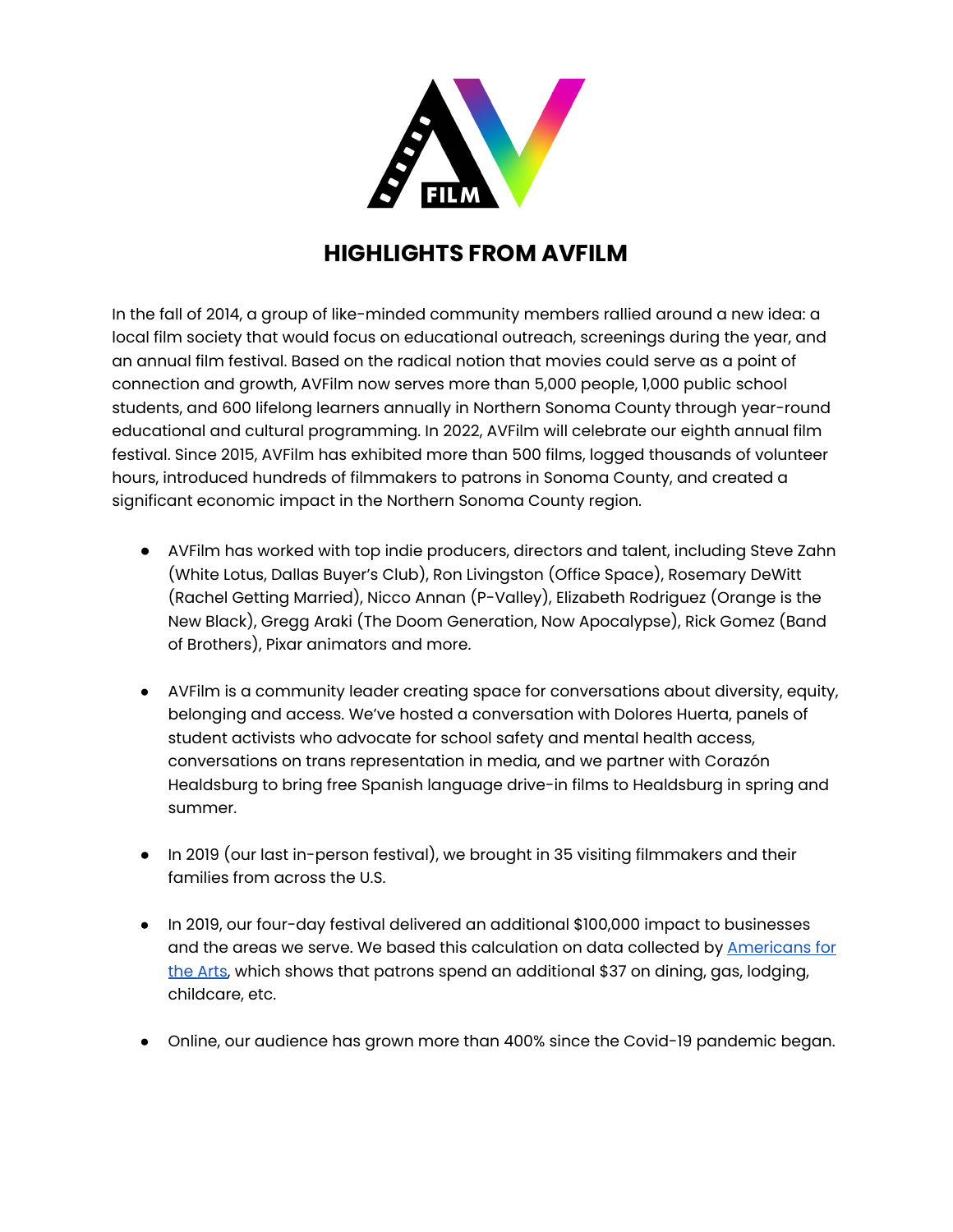# HIGHLIGHTS FROM AVFILM

In the fall of 2014, a group of like-minded community members rallied around a new idea: a local film society that would focus on educational outreach, screenings during the year, and an annual film festival. Based on the radical notion that movies could serve as a point of connection and growth, AVFilm now serves more than 5,000 people, 1,000 public school students, and 600 lifelong learners annually in Northern Sonoma County through year-round educational and cultural programming. In 2022, AVFilm will celebrate our eighth annual film festival. Since 2015, AVFilm has exhibited more than 500 films, logged thousands of volunteer hours, introduced hundreds of filmmakers to patrons in Sonoma County, and created a significant economic impact in the Northern Sonoma County region.

- AVFilm has worked with top indie producers, directors and talent, including Steve Zahn (White Lotus, Dallas Buyer's Club), Ron Livingston (Office Space), Rosemary DeWitt (Rachel Getting Married), Nicco Annan (P-Valley), Elizabeth Rodriguez (Orange is the New Black), Gregg Araki (The Doom Generation, Now Apocalypse), Rick Gomez (Band of Brothers), Pixar animators and more.

- AVFilm is a community leader creating space for conversations about diversity, equity, belonging and access. We've hosted a conversation with Dolores Huerta, panels of student activists who advocate for school safety and mental health access, conversations on trans representation in media, and we partner with Corazón Healdsburg to bring free Spanish language drive-in films to Healdsburg in spring and summer.

- In 2019 (our last in-person festival), we brought in 35 visiting filmmakers and their families from across the U.S.

- In 2019, our four-day festival delivered an additional $100,000 impact to businesses and the areas we serve. We based this calculation on data collected by Americans for the Arts, which shows that patrons spend an additional $37 on dining, gas, lodging, childcare, etc.

- Online, our audience has grown more than 400% since the Covid-19 pandemic began.